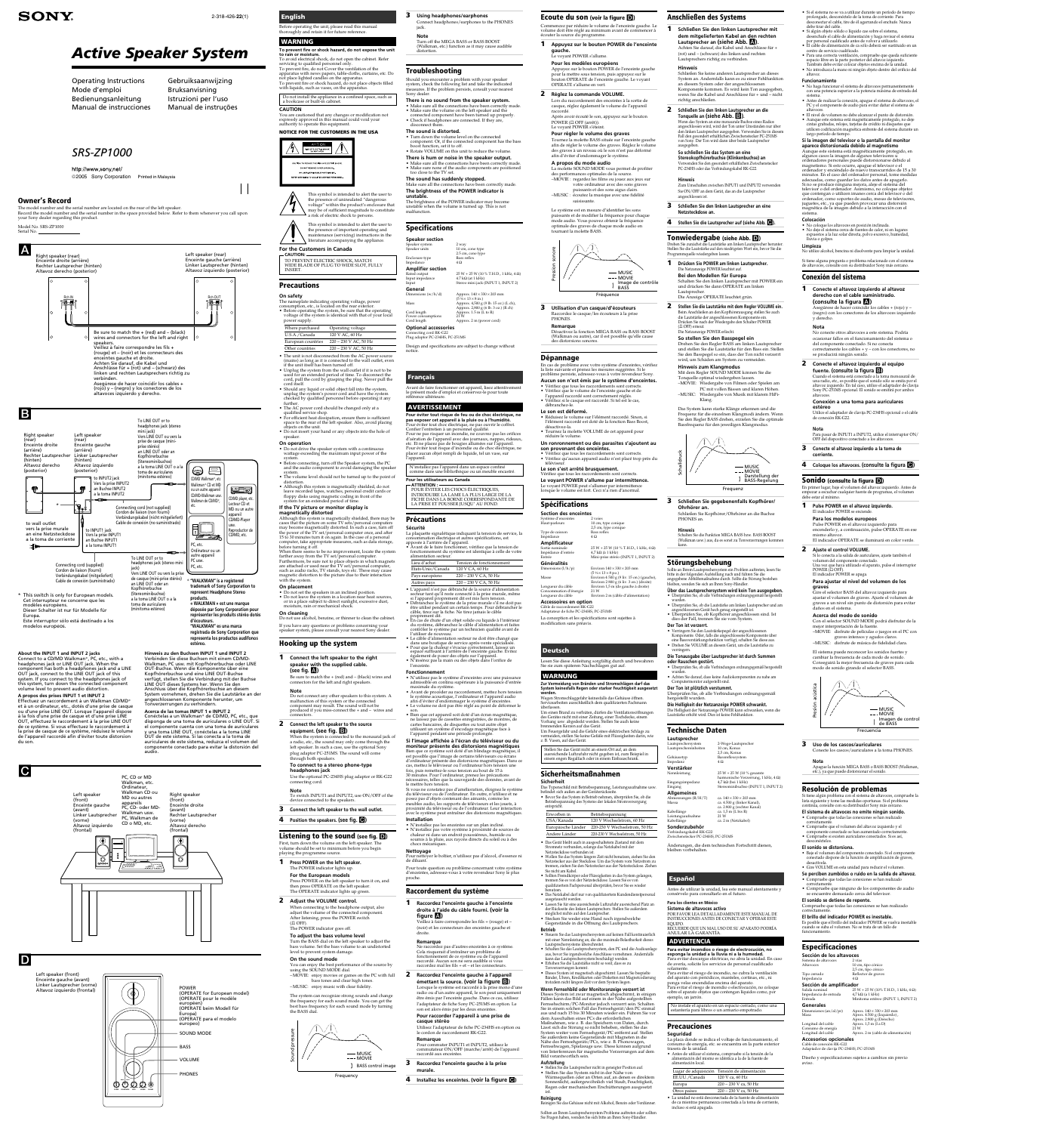# SONY

2-318-426-**22**(1)

# *Active Speaker System*

Operating Instructions
Mode d'emploi
Bedienungsanleitung
Manual de instrucciones
Gebruiksaanwijzing
Bruksanvisning
Istruzioni per l'uso
Manual de instruções

## *SRS-ZP1000*

http://www.sony.net/

©2005 Sony Corporation Printed in Malaysia

### Owner's Record

The model number and the serial number are located on the rear of the left speaker. Record the model number and the serial number in the space provided below. Refer to them whenever you call upon your Sony dealer regarding this product.

Model No. SRS-ZP1000
Serial No. ___________

**A**

Right speaker (rear)
Enceinte droite (arrière)
Rechter Lautsprecher (hinten)
Altavoz derecho (posterior)

Left speaker (rear)
Enceinte gauche (arrière)
Linker Lautsprecher (hinten)
Altavoz izquierdo (posterior)

Be sure to match the + (red) and – (black) wires and connectors for the left and right speakers.
Veillez à faire correspondre les fils + (rouge) et – (noir) et les connecteurs des enceintes gauche et droite.
Achten Sie darauf, die Kabel und Anschlüsse für + (rot) und – (schwarz) des linken und rechten Lautsprechers richtig zu verbinden.
Asegúrese de hacer coincidir los cables + y – y los conectores de los altavoces izquierdo y derecho.

**B**

Right speaker (rear)
Enceinte droite (arrière)
Rechter Lautsprecher (hinten)
Altavoz derecho (posterior)

Left speaker (rear)
Enceinte gauche (arrière)
Linker Lautsprecher (hinten)
Altavoz izquierdo (posterior)

To LINE OUT or to headphones jack (stereo mini jack)
Vers LINE OUT ou vers la prise de casque (mini-prise stéréo)
an LINE OUT oder an Kopfhörerbuchse (Stereominibuchse)
a la toma LINE OUT o a la toma de auriculares (minitoma estéreo)

to INPUT2 jack
Vers la prise INPUT2
an Buchse INPUT2
a la toma INPUT2

CD/MD Walkman*, etc.
Walkman* CD et MD ou un autre appareil
CD/MD-Walkman usw.
Walkman de CD/MD*, etc.

CD/MD player, etc.
Lecteur CD et MD ou un autre appareil
CD/MD-Player usw.
Reproductor de CD/MD, etc.

Connecting cord (not supplied)
Cordon de liaison (non fourni)
Verbindungskabel (nicht mitgeliefert)
Cable de conexión (no suministrado)

to wall outlet
vers la prise murale
an eine Netzsteckdose
a la toma de corriente

to INPUT1 jack
Vers la prise INPUT1
an Buchse INPUT1
a la toma INPUT1

Connecting cord (supplied)
Cordon de liaison (fourni)
Verbindungskabel (mitgeliefert)
Cable de conexión (suministrado)

PC, etc.
Ordinateur ou un autre appareil
PC usw.
PC, etc.

To LINE OUT or to headphones jack (stereo mini jack)
Vers LINE OUT ou vers la prise de casque (mini-prise stéréo)
an LINE OUT oder an Kopfhörerbuchse (Stereominibuchse)
a la toma LINE OUT o a la toma de auriculares (minitoma estéreo)

\* This switch is only for European models.
Cet interrupteur ne concerne que les modèles européens.
Dieser Schalter ist nur für Modelle für Europa.
Este interruptor sólo está destinado a los modelos europeos.

\* "WALKMAN" is a registered trademark of Sony Corporation to represent Headphone Stereo products.
« WALKMAN » est une marque déposée par Sony Corporation pour représenter les produits stéréo dotés d'écouteurs.
"WALKMAN" ist ein eingetragenes Warenzeichen der Sony Corporation und repräsentiert Sony Stereo-Kopfhörerprodukte.
"WALKMAN" es una marca registrada de Sony Corporation que representa los productos audífonos estéreo.

**About the INPUT 1 and INPUT 2 jacks**
Connect to a CD/MD Walkman\*, PC, etc., with a headphones jack or LINE OUT jack. When the component has both a headphones jack and a LINE OUT jack, connect to the LINE OUT jack of this system. If you connect to the headphones jack of this system, turn down the connected component volume level to prevent audio distortion.

**A propos des prises INPUT 1 et INPUT 2**
Effectuez un raccordement à un Walkman CD/MD\* et à un ordinateur, etc., doté d'une prise de casque ou d'une prise LINE OUT. Lorsque l'appareil dispose à la fois d'une prise de casque et d'une prise LINE OUT, effectuez le raccordement à la prise LINE OUT de ce système. Si vous effectuez le raccordement à la prise de casque de ce système, réduisez le volume de l'appareil raccordé afin d'éviter toute distorsion du son.

**Hinweis zu den Buchsen INPUT 1 und INPUT 2**
Verbinden Sie diese Buchsen mit einem CD/MD-Walkman\*, PC usw. mit Kopfhörerbuchse oder LINE OUT-Buchse. Wenn die Komponente über eine Kopfhörerbuchse und eine LINE OUT-Buchse verfügt, stellen Sie die Verbindung mit der Buchse LINE OUT dieses Systems her. Wenn Sie den Anschluss über die Kopfhörerbuchse an diesem System vornehmen, drehen Sie die Lautstärke der angeschlossenen Komponente herunter, um Tonverzerrungen zu verhindern.

**Acerca de las tomas INPUT 1 e INPUT 2**
Conéctelas a un Walkman\* de CD/MD, PC, etc., que disponga de una toma de auriculares o LINE OUT. Si el componente cuenta con una toma de auriculares y una toma LINE OUT, conéctelas a la toma LINE OUT de este sistema. Si las conecta a la toma de auriculares de este sistema, reduzca el volumen del componente conectado para evitar la distorsión del audio.

**C**

PC, CD or MD Walkman, etc.
Ordinateur, Walkman CD ou MD ou autres appareils
PC, CD- oder MD-Walkman usw.
PC, Walkman de CD o MD, etc.

Left speaker (front)
Enceinte gauche (avant)
Linker Lautsprecher (vorne)
Altavoz izquierdo (frontal)

Right speaker (front)
Enceinte droite (avant)
Rechter Lautsprecher (vorne)
Altavoz derecho (frontal)

**D**

Left speaker (front)
Enceinte gauche (avant)
Linker Lautsprecher (vorne)
Altavoz izquierdo (frontal)

POWER (OPERATE for European model)
(OPERATE pour le modèle européen)
(OPERATE beim Modell für Europa)
(OPERATE para el modelo europeo)

SOUND MODE

BASS

VOLUME

PHONES

## English

Before operating the unit, please read this manual thoroughly and retain it for future reference.

### WARNING

**To prevent fire or shock hazard, do not expose the unit to rain or moisture.**

To avoid electrical shock, do not open the cabinet. Refer servicing to qualified personnel only.

To prevent fire, do not cover the ventilation of the apparatus with news papers, table-cloths, curtains, etc. Do not place lighted candles on the apparatus.

To prevent fire or shock hazard, do not place objects filled with liquids, such as vases, on the apparatus.

Do not install the appliance in a confined space, such as a bookcase or built-in cabinet.

**CAUTION**

You are cautioned that any changes or modifications not expressly approved in this manual could void your authority to operate this equipment.

**NOTICE FOR THE CUSTOMERS IN THE USA**

This symbol is intended to alert the user to the presence of uninsulated "dangerous voltage" within the product's enclosure that may be of sufficient magnitude to constitute a risk of electric shock to persons.

This symbol is intended to alert the user to the presence of important operating and maintenance (servicing) instructions in the literature accompanying the appliance.

**For the Customers in Canada**

CAUTION:
TO PREVENT ELECTRIC SHOCK, MATCH WIDE BLADE OF PLUG TO WIDE SLOT, FULLY INSERT.

### Precautions

**On safety**

The nameplate indicating operating voltage, power consumption, etc., is located on the rear exterior.

- Before operating the system, be sure that the operating voltage of the system is identical with that of your local power supply.

| Where purchased | Operating voltage |
|---|---|
| U.S.A./Canada | 120 V AC, 60 Hz |
| European countries | 220 – 230 V AC, 50 Hz |
| Other countries | 220 – 230 V AC, 50 Hz |

- The unit is not disconnected from the AC power source (mains) as long as it is connected to the wall outlet, even if the unit itself has been turned off.
- Unplug the system from the wall outlet if it is not to be used for an extended period of time. To disconnect the cord, pull the cord by grasping the plug. Never pull the cord itself.
- Should any liquid or solid object fall into the system, unplug the system's power cord and have the system checked by qualified personnel before operating it any further.
- The AC power cord should be changed only at a qualified service shop.
- For efficient heat dissipation, ensure there is sufficient space to the rear of the left speaker. Also, avoid placing objects on the unit.
- Do not insert your hand or any objects into the hole of speaker.

**On operation**

- Do not drive the speaker system with a continuous wattage exceeding the maximum input power of the system.
- Before connecting, turn off the speaker system, the PC and the audio component to avoid damaging the speaker system.
- The volume level should not be turned up to the point of distortion.
- Although this system is magnetically shielded, do not leave recorded tapes, watches, personal credit cards or floppy disks using magnetic coding in front of the system for an extended period of time.

**If the TV picture or monitor display is magnetically distorted**

Although this system is magnetically shielded, there may be cases that the picture on some TV sets/personal computers may become magnetically distorted. In such a case, turn off the power of the TV set/personal computer once, and after 15 to 30 minutes turn it on again. In the case of a personal computer, take appropriate measures, such as data storage, before turning it off.

When there seems to be no improvement, locate the system farther away from the TV set/personal computer. Furthermore, be sure not to place objects in which magnets are attached or used near the TV set/personal computer, such as audio racks, TV stands, toys etc. These may cause magnetic distortion to the picture due to their interaction with the system.

**On placement**

- Do not set the speakers in an inclined position.
- Do not leave the system in a location near heat sources, or in a place subject to direct sunlight, excessive dust, moisture, rain or mechanical shock.

**On cleaning**

Do not use alcohol, benzine, or thinner to clean the cabinet.

If you have any questions or problems concerning your speaker system, please consult your nearest Sony dealer.

### Hooking up the system

**1 Connect the left speaker to the right speaker with the supplied cable. (see fig. A)**

Be sure to match the + (red) and – (black) wires and connectors for the left and right speakers.

**Note**

Do not connect any other speakers to this system. A malfunction of this system or the connected component may result. The sound will not be produced if you mis-connect the + and – wires and connectors.

**2 Connect the left speaker to the source equipment. (see fig. B)**

When the system is connected to the monaural jack of a radio, etc., the sound may only come through the left speaker. In such a case, use the optional Sony plug adaptor PC-251MS. The sound will come through both speakers.

**To connect to a stereo phone-type headphones jack**

Use the optional PC-234HS plug adaptor or RK-G22 connecting cord.

**Note**

To switch INPUT1 and INPUT2, use ON/OFF of the device connected to the speakers.

**3 Connect the left speaker to the wall outlet.**

**4 Position the speakers. (see fig. C)**

### Listening to the sound (see fig. D)

First, turn down the volume on the left speaker. The volume should be set to minimum before you begin playing the programme source.

**1 Press POWER on the left speaker.**

The POWER indicator lights up.

**For the European models**

Press POWER on the left speaker to turn it on, and then press OPERATE on the left speaker.

The OPERATE indicator lights up green.

**2 Adjust the VOLUME control.**

When connecting to the headphone output, also adjust the volume of the connected component. After listening, press the POWER switch (⏻ OFF).

The POWER indicator goes off.

**To adjust the bass volume level**

Turn the BASS dial on the left speaker to adjust the bass volume. Set the bass volume to an undistorted level to prevent system damage.

**On the sound mode**

You can enjoy the best performance of the source by using the SOUND MODE dial.

–MOVIE: enjoy movies or games on the PC with full base tones and clear high tones.

–MUSIC: enjoy music with clear fidelity.

The system can recognize strong sounds and change the frequency for each sound mode. You can get the best bass frequency for each sound mode by turning the BASS dial.

Sound pressure — Frequency — MUSIC, MOVIE, BASS control image

**3 Using headphones/earphones**

Connect headphones/earphones to the PHONES jack.

**Note**

Turn off the MEGA BASS or BASS BOOST (Walkman, etc.) function as it may cause audible distortion.

### Troubleshooting

Should you encounter a problem with your speaker system, check the following list and take the indicated measures. If the problem persists, consult your nearest Sony dealer.

**There is no sound from the speaker system.**
- Make sure all the connections have been correctly made.
- Make sure the volume on the left speaker and the connected component have been turned up properly.
- Check if headphones are connected. If they are, disconnect them.

**The sound is distorted.**
- Turn down the volume level on the connected component. Or, if the connected component has the bass boost function, set it to off.
- Rotate VOLUME on this unit to reduce the volume.

**There is hum or noise in the speaker output.**
- Make sure all the connections have been correctly made.
- Make sure none of the audio components are positioned too close to the TV set.

**The sound has suddenly stopped.**
Make sure all the connections have been correctly made.

**The brightness of the POWER indicator is unstable.**
The brightness of the POWER indicator may become unstable when the volume is turned up. This is not malfunction.

### Specifications

**Speaker section**

| | |
|---|---|
| Speaker system | 2 way |
| Speaker units | 10 cm, cone type; 2.5 cm, cone type |
| Enclosure type | Bass reflex |
| Impedance | 4 Ω |

**Amplifier section**

| | |
|---|---|
| Rated output | 25 W + 25 W (10 % T.H.D., 1 kHz, 4 Ω) |
| Input impedance | 4.7 kΩ (at 1 kHz) |
| Input | Stereo mini jack (INPUT 1, INPUT 2) |

**General**

| | |
|---|---|
| Dimensions (w/h/d) | Approx. 140 × 330 × 203 mm (5 5/8 × 13 × 8 in.) |
| Mass | Approx. 4,580 g (9 lb. 15 oz.) (L ch), Approx. 2,980 g (6 lb. 5 oz.) (R ch) |
| Cord length | Approx. 1.5 m (5 ft. 0 in) |
| Power consumption | 21 W |
| Cord length | Approx. 2 m (power cord) |

**Optional accessories**

Connecting cord RK-G22
Plug adaptor PC-234HS, PC-251MS

Design and specifications are subject to change without notice.

## Français

Avant de faire fonctionner cet appareil, lisez attentivement le présent mode d'emploi et conservez-le pour toute référence ultérieure.

### AVERTISSEMENT

**Pour éviter tout risque de feu ou de choc électrique, ne pas exposer cet appareil à la pluie ou à l'humidité.**

Pour éviter tout choc électrique, ne pas ouvrir le boîtier. Confiez l'entretien à un personnel qualifié.

Pour ne pas risquer un incendie, ne couvrez pas les orifices d'aération de l'appareil avec des journaux, nappes, rideaux, etc. Et ne placez pas de bougies allumées sur l'appareil.

Pour éviter tout risque d'incendie ou d'électrocution, ne placez aucun objet rempli de liquide, tel un vase, sur l'appareil.

N'installez pas l'appareil dans un espace confiné comme dans une bibliothèque ou un meuble encastré.

**Pour les utilisateurs au Canada**

ATTENTION :
POUR ÉVITER LES CHOCS ÉLECTRIQUES, INTRODUIRE LA LAME LA PLUS LARGE DE LA FICHE DANS LA BORNE CORRESPONDANTE DE LA PRISE ET POUSSER JUSQU'AU FOND.

### Précautions

**Sécurité**

La plaquette signalétique indiquant la tension de service, la consommation électrique et autres spécifications, est apposée à l'arrière de l'appareil.

- Avant de le faire fonctionner, vérifiez que la tension de fonctionnement du système est identique à celle de votre alimentation secteur.

| Lieu d'achat | Tension de fonctionnement |
|---|---|
| Etats-Unis/Canada | 120 V CA, 60 Hz |
| Pays européens | 220 – 230 V CA, 50 Hz |
| Autres pays | 220 – 230 V CA, 50 Hz |

- L'appareil n'est pas débranché de la source d'alimentation secteur tant qu'il reste connecté à la prise murale, même si l'appareil proprement dit a été mis hors tension.
- Débranchez le système de la prise murale s'il ne doit pas être utilisé pendant un certain temps. Pour débrancher le câble, tirez sur la fiche. Ne tirez jamais sur le câble proprement dit.
- En cas de chute d'un objet solide ou liquide à l'intérieur du système, débranchez le câble d'alimentation et faites contrôler le système par un technicien qualifié avant de l'utiliser de nouveau.
- Le câble d'alimentation secteur ne doit être changé que dans une boutique de service après-vente spécialisée.
- Pour que la chaleur s'évacue correctement, laissez un espace suffisant à l'arrière de l'enceinte gauche. Évitez également de poser des objets sur l'appareil.
- N'insérez pas la main ou des objets dans l'orifice de l'enceinte.

**Fonctionnement**

- N'utilisez pas le système d'enceintes avec une puissance admissible en continu supérieure à la puissance d'entrée maximale du système.
- Avant de procéder au raccordement, mettez hors tension le système d'enceintes, l'ordinateur et l'appareil audio afin d'éviter d'endommager le système d'enceintes.
- Le volume ne doit pas être réglé au point de déformer le son.
- Bien que cet appareil soit doté d'un écran magnétique, ne laissez pas de cassettes enregistrées, de montres, de cartes bancaires, de disquettes ou toute autre objet utilisant un système d'encodage magnétique face à l'appareil pendant une période prolongée.

**Si l'image affichée à l'écran du téléviseur ou du moniteur présente des distorsions magnétiques**

Bien que ce système soit doté d'un blindage magnétique, il est possible que l'image de certains téléviseurs ou écrans d'ordinateur présente des distorsions magnétiques. Dans ce cas, mettez le téléviseur ou l'ordinateur hors tension une fois, puis remettez-le sous tension au bout de 15 à 30 minutes. Pour l'ordinateur, prenez les précautions nécessaires, telles que la sauvegarde des données, avant de le mettre hors tension.

Si vous ne constatez pas d'amélioration, éloignez le système du téléviseur ou de l'ordinateur. En outre, n'utilisez et ne placez pas d'objets équipés d'un aimant, comme les meubles audio, les supports de téléviseurs et les jouets, à proximité du téléviseur ou de l'ordinateur. Leur interaction avec le système peut provoquer des distorsions magnétiques.

**Installation**

- N'installez pas les enceintes sur un plan incliné.
- N'installez pas votre système à proximité de sources de chaleur ni dans un endroit poussiéreux, humide ou soumis à la pluie, aux rayons directs du soleil ou à des chocs mécaniques.

**Nettoyage**

Pour nettoyer le boîtier, n'utilisez pas d'alcool, d'essence ni de diluant.

Pour toute question ou problème concernant votre système d'enceintes, consultez votre revendeur Sony le plus proche.

### Raccordement du système

**1 Raccordez l'enceinte gauche à l'enceinte droite à l'aide du câble fourni. (voir la figure A)**

Veillez à faire correspondre les fils + (rouge) et – (noir) et les connecteurs des enceintes gauche et droite.

**Remarque**

Ne raccordez pas d'autres enceintes à ce système. Cela risquerait d'entraîner un problème de fonctionnement de ce système ou de l'appareil raccordé. Aucun son ne sera audible si vous raccordez mal les fils + et – et les connecteurs.

**2 Raccordez l'enceinte gauche à l'appareil émettant la source. (voir la figure B)**

Lorsque le système est raccordé à la prise mono d'une radio ou d'un autre appareil, le son peut uniquement être émis par l'enceinte gauche. Dans ce cas, utilisez l'adaptateur de fiche Sony PC-251MS en option. Le son est alors émis par les deux enceintes.

**Pour raccorder l'appareil à une prise de casque stéréo**

Utilisez l'adaptateur de fiche PC-234HS en option ou le cordon de raccordement RK-G22.

**Remarque**

Pour commuter INPUT1 et INPUT2, utilisez le commutateur ON/OFF (marche/arrêt) de l'appareil raccordé aux enceintes.

**3 Raccordez l'enceinte gauche à la prise murale.**

**4 Installez les enceintes. (voir la figure C)**

### Ecoute du son (voir la figure D)

Commencez par réduire le volume de l'enceinte gauche. Le volume doit être réglé au minimum avant de commencer à écouter la source du programme.

**1 Appuyez sur le bouton POWER de l'enceinte gauche.**

Le voyant POWER s'allume.

**Pour les modèles européens**

Appuyez sur le bouton POWER de l'enceinte gauche pour la mettre sous tension, puis appuyez sur le bouton OPERATE de l'enceinte gauche. Le voyant OPERATE s'allume en vert.

**2 Réglez la commande VOLUME.**

Lors du raccordement des enceintes à la sortie de casque, réglez également le volume de l'appareil raccordé.

Après avoir écouté le son, appuyez sur le bouton POWER (⏻ OFF (arrêt)).

Le voyant POWER s'éteint.

**Pour régler le volume des graves**

Tournez la molette BASS située sur l'enceinte gauche afin de régler le volume des graves. Réglez le volume des graves à un niveau où le son n'est pas déformé afin d'éviter d'endommager le système.

**A propos du mode audio**

La molette SOUND MODE vous permet de profiter des performances optimales de la source.

–MOVIE : regardez les films ou jouez aux jeux sur votre ordinateur avec des sons graves puissants et des sons aigus clairs.

–MUSIC : écoutez la musique avec une fidélité saisissante.

Le système est en mesure d'identifier les sons puissants et de modifier la fréquence pour chaque mode audio. Vous pouvez obtenir la fréquence optimale des graves de chaque mode audio en tournant la molette BASS.

Pression sonore — Fréquence — MUSIC, MOVIE, Image de contrôle BASS

**3 Utilisation d'un casque/d'écouteurs**

Raccordez le casque/les écouteurs à la prise PHONES.

**Remarque**

Désactivez la fonction MEGA BASS ou BASS BOOST (Walkman, etc.) car il est possible qu'elle cause des distorsions sonores.

### Dépannage

En cas de problème avec votre système d'enceintes, vérifiez la liste suivante et prenez les mesures suggérées. Si le problème persiste, adressez-vous à votre revendeur Sony.

**Aucun son n'est émis par le système d'enceintes.**
- Vérifiez que tous les raccordements sont corrects.
- Vérifiez que le volume de l'enceinte gauche et de l'appareil raccordé sont correctement réglés.
- Vérifiez si le casque est raccordé. Si tel est le cas, débranchez-le.

**Le son est déformé.**
- Réduisez le volume sur l'élément raccordé. Sinon, si l'élément raccordé est doté de la fonction Bass Boost, désactivez-la.
- Tournez la molette VOLUME de cet appareil pour réduire le volume.

**Un ronronnement ou des parasites s'ajoutent au son provenant des enceintes.**
- Vérifiez que tous les raccordements sont corrects.
- Vérifiez qu'aucun appareil audio n'est placé trop près du téléviseur.

**Le son s'est arrêté brusquement.**
Vérifiez que tous les raccordements sont corrects.

**Le voyant POWER s'allume par intermittence.**
Le voyant POWER peut s'allumer par intermittence lorsque le volume est fort. Ceci n'a rien d'anormal.

### Spécifications

**Section des enceintes**

| | |
|---|---|
| Système d'enceintes | 2 voies |
| Haut-parleurs | 10 cm, type conique; 2,5 cm, type conique |
| Type de caisson | Bass reflex |
| Impédance | 4 Ω |

**Amplificateur**

| | |
|---|---|
| Sortie nominale | 25 W + 25 W (10 % T.H.D., 1 kHz, 4 Ω) |
| Impédance d'entrée | 4,7 kΩ (à 1 kHz) |
| Entrée | Mini-prise stéréo (INPUT 1, INPUT 2) |

**Généralités**

| | |
|---|---|
| Dimensions (l/h/p) | Environ 140 × 330 × 203 mm (5 5/8 × 13 × 8 po.) |
| Masse | Environ 4 580 g (9 liv. 15 on.) (gauche), Environ 2 980 g (6 liv. 5 on.) (droite) |
| Longueur du câble | Environ 1,5 m (de gauche à droite) |
| Consommation d'énergie | 21 W |
| Longueur du câble | Environ 2 m (câble d'alimentation) |

**Accessoires en option**

Câble de raccordement RK-G22
Adaptateur de fiche PC-234HS, PC-251MS

La conception et les spécifications sont sujettes à modification sans préavis.

## Deutsch

Lesen Sie diese Anleitung sorgfältig durch und bewahren Sie sie zum späteren Nachschlagen gut auf.

### WARNUNG

**Zur Vermeidung von Bränden und Stromschlägen darf das System keinesfalls Regen oder starker Feuchtigkeit ausgesetzt werden.**

Wegen Stromschlaggefahr keinesfalls das Gehäuse öffnen. Servicearbeiten ausschließlich dem qualifizierten Fachmann überlassen.

Um Feuer zu vermeiden, dürfen die Ventilationsöffnungen des Geräts nicht mit einer Zeitung, einer Tischdecke, einem Vorhang usw. abgedeckt werden. Stellen Sie auch keine brennenden Kerzen auf das Gerät.

Um Feuergefahr und die Gefahr eines elektrischen Schlags zu vermeiden, stellen Sie keine mit Flüssigkeiten gefüllten Gefäße, z. B. Vasen, auf das Gerät.

Stellen Sie das Gerät nicht an einem Ort auf, an dem ausreichende Luftzufuhr nicht gegeben ist, zum Beispiel in einem engen Regalfach oder in einem Einbauschrank.

### Sicherheitsmaßnahmen

**Sicherheit**

Das Typenschild mit Betriebsspannung, Leistungsaufnahme usw. befindet sich außen an der Geräterückseite.

- Bevor Sie das System in Betrieb nehmen, überprüfen Sie, ob die Betriebsspannung des Systems der lokalen Stromversorgung entspricht.

| Erworben in | Betriebsspannung |
|---|---|
| USA/Kanada | 120 V Wechselstrom, 60 Hz |
| Europäische Länder | 220-230 V Wechselstrom, 50 Hz |
| Andere Länder | 220-230 V Wechselstrom, 50 Hz |

- Das Gerät bleibt auch in ausgeschaltetem Zustand mit dem Stromnetz verbunden, solange das Netzkabel mit der Netzsteckdose verbunden ist.
- Wollen Sie das System längere Zeit nicht benutzen, ziehen Sie den Netzstecker aus der Steckdose. Um das System vom Netzstrom zu trennen, ziehen Sie den Netzstecker aus der Netzsteckdose. Ziehen Sie nicht am Kabel.
- Sollten Fremdkörper oder Flüssigkeiten in das System gelangen, trennen Sie es von der Netzsteckdose. Lassen Sie es von qualifiziertem Fachpersonal überprüfen, bevor Sie es wieder benutzen.
- Das Netzkabel darf nur von qualifiziertem Kundendienstpersonal ausgetauscht werden.
- Lassen Sie für eine ausreichende Luftzufuhr ausreichend Platz an der Rückseite des linken Lautsprechers. Stellen Sie außerdem möglichst nichts auf den Lautsprecher.
- Stecken Sie weder eine Hand noch irgendwelche Gegenstände in die Öffnung des Lautsprechers.

**Betrieb**

- Steuern Sie das Lautsprechersystem auf keinen Fall kontinuierlich mit einer Nennleistung an, die die maximale Belastbarkeit dieses Lautsprechersystems überschreitet.
- Schalten Sie das Lautsprechersystem, den PC und die Audioanlage aus, bevor Sie irgendwelche Anschlüsse vornehmen. Andernfalls kann das Lautsprechersystem beschädigt werden.
- Erhöhen Sie die Lautstärke nicht so weit, dass es zu Tonverzerrungen kommt.
- Dieses System ist magnetisch abgeschirmt. Lassen Sie bespielte Bänder, Uhren, Kreditkarten oder Disketten mit Magnetcodierung trotzdem nicht längere Zeit vor dem System liegen.

**Wenn Fernsehbild oder Monitoranzeige verzerrt ist**

Dieses System ist zwar magnetisch abgeschirmt, in einigen Fällen kann das Bild auf einem in der Nähe aufgestellten Fernsehschirm/PC-Monitor jedoch verzerrt sein. Schalten Sie in einem solchen Fall das Fernsehgerät/den PC einmal aus und nach 15 bis 30 Minuten wieder ein. Führen Sie vor dem Ausschalten eines PCs die erforderlichen Maßnahmen, wie z. B. das Speichern von Daten, durch.

Lässt sich die Störung so nicht beheben, stellen Sie das System weiter vom Fernsehgerät/PC entfernt auf. Stellen Sie außerdem keine Gegenstände mit Magneten in die Nähe des Fernsehgeräts/PCs, wie z. B. Phonoregale, Fernsehständer, Spielzeuge usw. Diese können aufgrund von Interferenzen für magnetische Verzerrungen auf dem Bild verantwortlich sein.

**Aufstellung**

- Stellen Sie die Lautsprecher nicht in geneigter Position auf.
- Stellen Sie das System nicht in der Nähe von Wärmequellen oder an Orten auf, an denen es direktem Sonnenlicht, außergewöhnlich viel Staub, Feuchtigkeit, Regen oder mechanischen Erschütterungen ausgesetzt ist.

**Reinigung**

Reinigen Sie das Gehäuse nicht mit Alkohol, Benzin oder Verdünner.

Sollten an Ihrem Lautsprechersystem Probleme auftreten oder sollten Sie Fragen haben, wenden Sie sich bitte an Ihren Sony-Händler.

### Anschließen des Systems

**1 Schließen Sie den linken Lautsprecher mit dem mitgelieferten Kabel an den rechten Lautsprecher an (siehe Abb. A).**

Achten Sie darauf, die Kabel und Anschlüsse für + (rot) und – (schwarz) des linken und rechten Lautsprechers richtig zu verbinden.

**Hinweis**

Schließen Sie keine anderen Lautsprecher an dieses System an. Andernfalls kann es zu einer Fehlfunktion an diesem System oder der angeschlossenen Komponente kommen. Es wird kein Ton ausgegeben, wenn Sie die Kabel und Anschlüsse für + und – nicht richtig anschließen.

**2 Schließen Sie den linken Lautsprecher an die Tonquelle an (siehe Abb. B).**

Wenn das System an eine monaurale Buchse eines Radios angeschlossen wird, wird der Ton unter Umständen nur über den linken Lautsprecher ausgegeben. Verwenden Sie in diesem Fall den gesondert erhältlichen Zwischenstecker PC-251MS von Sony. Der Ton wird dann über beide Lautsprecher ausgegeben.

**So schließen Sie das System an eine Stereokopfhörerbuchse (Klinkenbuchse) an**

Verwenden Sie den gesondert erhältlichen Zwischenstecker PC-234HS oder das Verbindungskabel RK-G22.

**Hinweis**

Zum Umschalten zwischen INPUT1 und INPUT2 verwenden Sie ON/OFF an dem Gerät, das an die Lautsprecher angeschlossen ist.

**3 Schließen Sie den linken Lautsprecher an eine Netzsteckdose an.**

**4 Stellen Sie die Lautsprecher auf (siehe Abb. C).**

### Tonwiedergabe (siehe Abb. D)

Drehen Sie zunächst die Lautstärke am linken Lautsprecher herunter. Stellen Sie die Lautstärke auf den niedrigsten Wert ein, bevor Sie die Programmquelle wiedergeben lassen.

**1 Drücken Sie POWER am linken Lautsprecher.**

Die Netzanzeige POWER leuchtet auf.

**Bei den Modellen für Europa**

Schalten Sie den linken Lautsprecher mit POWER ein und drücken Sie dann OPERATE am linken Lautsprecher.

Die Anzeige OPERATE leuchtet grün.

**2 Stellen Sie die Lautstärke mit dem Regler VOLUME ein.**

Beim Anschließen an den Kopfhörerausgang stellen Sie auch die Lautstärke der angeschlossenen Komponente ein.

Drücken Sie nach der Wiedergabe den Schalter POWER (⏻ OFF).

Die Netzanzeige POWER erlischt.

**So stellen Sie den Basspegel ein**

Drehen Sie den Regler BASS am linken Lautsprecher und stellen Sie die Lautstärke für den Bass ein. Stellen Sie den Basspegel so ein, dass der Ton nicht verzerrt wird, um Schäden am System zu vermeiden.

**Hinweis zum Klangmodus**

Mit dem Regler SOUND MODE können Sie die Tonquelle optimal wiedergeben lassen.

–MOVIE: Wiedergabe von Filmen oder Spielen am PC mit vollen Bässen und klaren Höhen.

–MUSIC: Wiedergabe von Musik mit klarem HiFi-Klang.

Das System kann starke Klänge erkennen und die Frequenz für die einzelnen Klangmodi ändern. Wenn Sie den Regler BASS drehen, erhalten Sie die optimale Bassfrequenz für den jeweiligen Klangmodus.

Schalldruck — Frequenz — MUSIC, MOVIE, Darstellung der BASS-Regelung

**3 Schließen Sie gegebenenfalls Kopfhörer/Ohrhörer an.**

Schließen Sie Kopfhörer/Ohrhörer an die Buchse PHONES an.

**Hinweis**

Schalten Sie die Funktion MEGA BASS bzw. BASS BOOST (Walkman usw.) aus, da es sonst zu Tonverzerrungen kommen kann.

### Störungsbehebung

Sollte an Ihrem Lautsprechersystem ein Problem auftreten, lesen Sie bitte in der folgenden Aufstellung nach und führen Sie die angegebenen Abhilfemaßnahmen durch. Sollte die Störung bestehen bleiben, wenden Sie sich an Ihren Sony-Händler.

**Über das Lautsprechersystem wird kein Ton ausgegeben.**
- Überprüfen Sie, ob alle Verbindungen ordnungsgemäß hergestellt wurden.
- Überprüfen Sie, ob die Lautstärke am linken Lautsprecher und am angeschlossenen Gerät hoch genug eingestellt ist.
- Überprüfen Sie, ob Kopfhörer angeschlossen sind. Ist dies der Fall, trennen Sie sie vom System.

**Der Ton ist verzerrt.**
- Verringern Sie die Lautstärkepegel der angeschlossenen Komponente. Oder, falls die angeschlossene Komponente über eine Bassverstärkungsfunktion verfügt, schalten Sie diese aus.
- Drehen Sie VOLUME an diesem Gerät, um die Lautstärke zu verringern.

**Die Tonausgabe über Lautsprecher ist durch Summen oder Rauschen gestört.**
- Überprüfen Sie, ob alle Verbindungen ordnungsgemäß hergestellt wurden.
- Achten Sie darauf, dass keine Audiokomponenten zu nahe am Computermonitor aufgestellt sind.

**Der Ton ist plötzlich verstummt.**
Überprüfen Sie, ob alle Verbindungen ordnungsgemäß hergestellt wurden.

**Die Helligkeit der Netzanzeige POWER schwankt.**
Die Helligkeit der Netzanzeige POWER kann schwanken, wenn die Lautstärke erhöht wird. Dies ist keine Fehlfunktion.

### Technische Daten

**Lautsprecher**

| | |
|---|---|
| Lautsprechersystem | 2-Wege-Lautsprecher |
| Lautsprechereinheiten | 10 cm, Konus; 2,5 cm, Konus |
| Gehäusetyp | Bassreflexsystem |
| Impedanz | 4 Ω |

**Verstärker**

| | |
|---|---|
| Nennleistung | 25 W + 25 W (10 % gesamte harmonische Verzerrung, 1 kHz, 4 Ω) |
| Eingangsimpedanz | 4,7 kΩ (bei 1 kHz) |
| Eingang | Stereominibuchse (INPUT 1, INPUT 2) |

**Allgemeines**

| | |
|---|---|
| Abmessungen (B/H/T) | ca. 140 × 330 × 203 mm |
| Masse | ca. 4.580 g (linker Kanal), ca. 2.980 g (rechter Kanal) |
| Kabellänge | ca. 1,5 m (L bis R) |
| Leistungsaufnahme | 21 W |
| Kabellänge | ca. 2 m (Netzkabel) |

**Sonderzubehör**

Verbindungskabel RK-G22
Zwischenstecker PC-234HS, PC-251MS

Änderungen, die dem technischen Fortschritt dienen, bleiben vorbehalten.

## Español

Antes de utilizar la unidad, lea este manual atentamente y consérvelo para consultarlo en el futuro.

**Para los clientes en México**

**Sistema de altavoces activo**

POR FAVOR LEA DETALLADAMENTE ESTE MANUAL DE INSTRUCCIONES ANTES DE CONECTAR Y OPERAR ESTE EQUIPO.

RECUERDE QUE UN MAL USO DE SU APARATO PODRÍA ANULAR LA GARANTÍA.

### ADVERTENCIA

**Para evitar incendios o riesgo de electrocución, no exponga la unidad a la lluvia ni a la humedad.**

Para evitar descargas eléctricas, no abra la unidad. En caso de avería, solicite los servicios de personal cualificado solamente.

Para evitar el riesgo de incendio, no cubra la ventilación del aparato con periódicos, manteles, cortinas, etc. Ni ponga velas encendidas encima del aparato.

Para evitar el riesgo de incendio o electrocución, no coloque sobre el aparato objetos que contengan líquidos como, por ejemplo, un jarrón.

No instale el aparato en un espacio cerrado, como una estantería para libros o un armario empotrado.

### Precauciones

**Seguridad**

La placa donde se indica el voltaje de funcionamiento, el consumo de energía, etc. se encuentra en la parte exterior trasera de la unidad.

- Antes de utilizar el sistema, compruebe si la tensión de la alimentación del mismo es idéntica a la de la fuente de alimentación local.

| Lugar de adquisición | Tensión de alimentación |
|---|---|
| EE.UU./Canadá | 120 V ca, 60 Hz |
| Europa | 220 – 230 V ca, 50 Hz |
| Otros países | 220 – 230 V ca, 50 Hz |

- La unidad no está desconectada de la fuente de alimentación de ca mientras permanezca conectada a la toma de corriente, incluso si está apagada.
- Si el sistema no se va a utilizar durante un período de tiempo prolongado, desconéctelo de la toma de corriente. Para desconectar el cable, tire de él agarrando el enchufe. Nunca debe tirar del cable.
- Si algún objeto sólido o líquido cae sobre el sistema, desenchufe el cable de alimentación y haga revisar el sistema por personal cualificado antes de volver a utilizarlo.
- El cable de alimentación de ca sólo deberá ser sustituido en un centro de servicio cualificado.
- Para una correcta ventilación, compruebe que queda suficiente espacio libre en la parte posterior del altavoz izquierdo. También debe evitar colocar objetos encima de la unidad.
- No introduzca la mano ni ningún objeto dentro del orificio del altavoz.

**Funcionamiento**

- No haga funcionar el sistema de altavoces permanentemente con una potencia superior a la potencia máxima de entrada del sistema.
- Antes de realizar la conexión, apague el sistema de altavoces, el PC y el componente de audio para evitar dañar el sistema de altavoces.
- El nivel de volumen no debe alcanzar el punto de distorsión.
- Aunque este sistema está magnéticamente protegido, no deje cintas grabadas, relojes, tarjetas de crédito o disquetes que utilicen codificación magnética delante del sistema durante un largo período de tiempo.

**Si la imagen del televisor o la pantalla del monitor aparece distorsionada debido al magnetismo**

Aunque este sistema está magnéticamente protegido, en algunos casos la imagen de algunos televisores u ordenadores personales puede distorsionarse debido al magnetismo. Si esto ocurre, apague el televisor o el ordenador y enciéndalo de nuevo transcurridos de 15 a 30 minutos. En el caso de ordenador personal, tome medidas adecuadas, como guardar los datos antes de apagarlo.

Si no se produce ninguna mejora, aleje el sistema del televisor o del ordenador. Asimismo, no coloque objetos que contengan o utilicen imanes cerca del televisor o del ordenador, como estanterías de audio, soportes de televisor, juguetes, etc., ya que pueden provocar una distorsión magnética de la imagen debido a la interacción con el sistema.

**Colocación**

- No coloque los altavoces en posición inclinada.
- No deje el sistema cerca de fuentes de calor, ni en lugares expuestos a la luz solar directa, polvo excesivo, humedad, lluvia o golpes.

**Limpieza**

No utilice alcohol, bencina ni disolvente para limpiar la unidad.

Si tiene alguna pregunta o problema relacionado con el sistema de altavoces, consulte con su distribuidor Sony más cercano.

### Conexión del sistema

**1 Conecte el altavoz izquierdo al altavoz derecho con el cable suministrado. (consulte la figura A)**

Asegúrese de hacer coincidir los cables + (rojo) y – (negro) con los conectores de los altavoces izquierdo y derecho.

**Nota**

No conecte otros altavoces a este sistema. Podría ocasionar fallos en el funcionamiento del sistema o del componente conectado. Si no conecta correctamente los cables + y – con los conectores, no se producirá ningún sonido.

**2 Conecte el altavoz izquierdo al equipo fuente. (consulte la figura B)**

Cuando el sistema está conectado a la toma monoaural de una radio, etc., es posible que el sonido sólo se emita por el altavoz izquierdo. En tal caso, utilice el adaptador de clavija Sony PC-251MS opcional. El sonido se emitirá por ambos altavoces.

**Conexión a una toma para auriculares estéreo**

Utilice el adaptador de clavija PC-234HS opcional o el cable de conexión RK-G22.

**Nota**

Para pasar de INPUT1 a INPUT2, utilice el interruptor ON/OFF del dispositivo conectado a los altavoces.

**3 Conecte el altavoz izquierdo a la toma de corriente.**

**4 Coloque los altavoces. (consulte la figura C)**

### Sonido (consulte la figura D)

En primer lugar, baje el volumen del altavoz izquierdo. Antes de empezar a escuchar cualquier fuente de programa, el volumen debe estar al mínimo.

**1 Pulse POWER en el altavoz izquierdo.**

El indicador POWER se enciende.

**Para los modelos europeos**

Pulse POWER en el altavoz izquierdo para encenderlo y, a continuación, pulse OPERATE en ese mismo altavoz.

El indicador OPERATE se iluminará en color verde.

**2 Ajuste el control VOLUME.**

Si lo conecta a la salida de auriculares, ajuste también el volumen del componente conectado.

Una vez que haya utilizado el aparato, pulse el interruptor POWER (⏻ OFF).

El indicador POWER se apaga.

**Para ajustar el nivel del volumen de los graves**

Gire el selector BASS del altavoz izquierdo para ajustar el volumen de graves. Ajuste el volumen de graves a un nivel sin puntos de distorsión para evitar daños en el sistema.

**Acerca del modo de sonido**

Con el selector SOUND MODE podrá disfrutar de la mejor interpretación de la fuente.

–MOVIE: disfrute de películas o juegos en el PC con graves intensos y agudos claros.

–MUSIC: disfrute de música de fidelidad clara.

El sistema puede reconocer los sonidos fuertes y cambiar la frecuencia de cada modo de sonido. Conseguirá la mejor frecuencia de graves para cada modo de sonido girando el selector BASS.

Presión acústica — Frecuencia — MUSIC, MOVIE, Imagen de control de BASS

**3 Uso de los cascos/auriculares**

Conecte los cascos/auriculares a la toma PHONES.

**Nota**

Apague la función MEGA BASS o BASS BOOST (Walkman, etc.), ya que puede distorsionar el sonido.

### Resolución de problemas

Si tiene algún problema con el sistema de altavoces, compruebe la lista siguiente y tome las medidas oportunas. Si el problema continúa, póngase en contacto con el distribuidor Sony más cercano.

**El sistema de altavoces no emite ningún sonido.**
- Compruebe que todas las conexiones se han realizado correctamente.
- Compruebe que el volumen del altavoz izquierdo y el componente conectado se han aumentado correctamente.
- Compruebe si existen auriculares conectados. Si es así, desconéctelos.

**El sonido se distorsiona.**
- Baje el volumen del componente conectado. Si el componente conectado dispone de la función de amplificación de graves, desactívela.
- Gire VOLUME en esta unidad para reducir el volumen.

**Se perciben zumbidos o ruido en la salida de altavoz.**
- Compruebe que todas las conexiones se han realizado correctamente.
- Compruebe que ninguno de los componentes de audio se encuentra demasiado cerca del televisor.

**El sonido se detiene de repente.**
Compruebe que todas las conexiones se han realizado correctamente.

**El brillo del indicador POWER es inestable.**
Es posible que el brillo del indicador POWER se vuelva inestable cuando se suba el volumen. No se trata de un fallo de funcionamiento.

### Especificaciones

**Sección de los altavoces**

| | |
|---|---|
| Sistema de altavoces | 2 vías |
| Altavoces | 10 cm, tipo cónico; 2,5 cm, tipo cónico |
| Tipo cerrado | Reflector de graves |
| Impedancia | 4 Ω |

**Sección del amplificador**

| | |
|---|---|
| Salida nominal | 25 W + 25 W (10 % T.H.D., 1 kHz, 4 Ω) |
| Impedancia de entrada | 4,7 kΩ (a 1 kHz) |
| Entrada | Minitoma estéreo (INPUT 1, INPUT 2) |

**Generales**

| | |
|---|---|
| Dimensiones (an/al/pr) | Aprox. 140 × 330 × 203 mm |
| Peso | Aprox. 4.580 g (izquierdo), Aprox. 2.980 g (derecho) |
| Longitud del cable | Aprox. 1,5 m (I a D) |
| Consumo de energía | 21 W |
| Longitud del cable | Aprox. 2 m (cable de alimentación) |

**Accesorios opcionales**

Cable de conexión RK-G22
Adaptador de clavija PC-234HS, PC-251MS

Diseño y especificaciones sujetos a cambios sin previo aviso.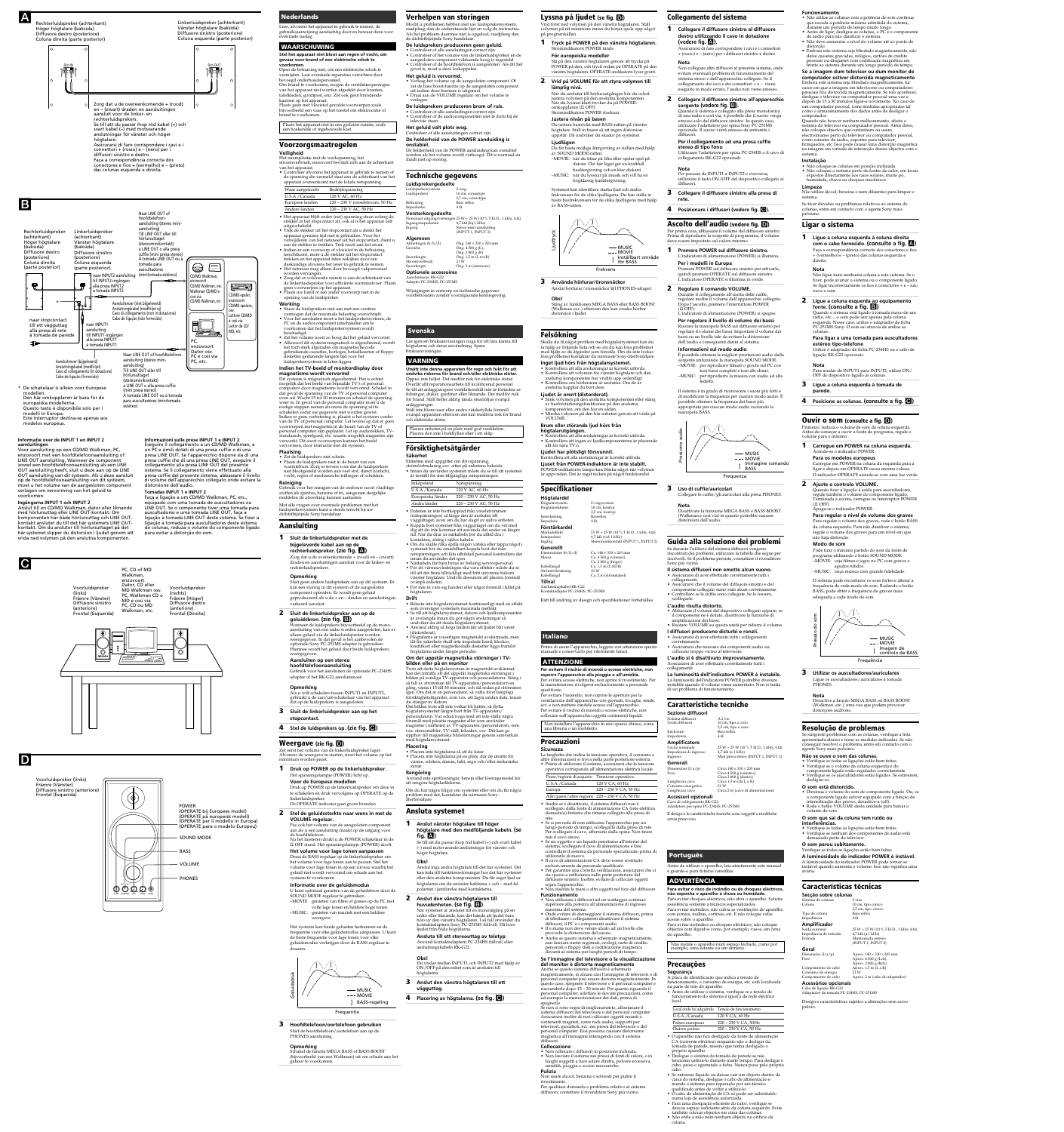**A**

Rechterluidspreker (achterkant)
Höger högtalare (baksida)
Diffusore destro (posteriore)
Coluna direita (parte posterior)

Linkerluidspreker (achterkant)
Vänster högtalare (baksida)
Diffusore sinistro (posteriore)
Coluna esquerda (parte posterior)

Built-IN
Built-OUT

Zorg dat u de overeenkomende + (rood) en – (zwart) draden en aansluitingen aansluit voor de linker- en rechterluidsprekers.
Se till att du passar ihop röd kabel (+) och svart kabel (–) med motsvarande anslutningar för vänster och höger högtalare.
Assicurarsi di fare corrispondere i cavi e i connettori + (rosso) e – (nero) per i diffusori sinistro e destro.
Faça a correspondência correcta dos conectores e fios + (vermelho) e – (preto) das colunas esquerda e direita.

**B**

Rechterluidspreker (achterkant)
Höger högtalare (baksida)
Diffusore destro (posteriore)
Coluna direita (parte posterior)

Linkerluidspreker (achterkant)
Vänster högtalare (baksida)
Diffusore sinistro (posteriore)
Coluna esquerda (parte posterior)

naar stopcontact
till ett vägguttag
alla presa di rete
à tomada de parede

naar INPUT2 aansluiting
till INPUT2-ingången
alla presa INPUT2
à tomada INPUT2

naar INPUT1 aansluiting
till INPUT1-ingången
alla presa INPUT1
à tomada INPUT1

Aansluitsnoer (niet bijgeleverd)
Anslutningskabel (medföljer ej)
Cavo di collegamento (non in dotazione)
Cabo de ligação (não fornecido)

Aansluitsnoer (bijgeleverd)
Anslutningskabel (medföljer)
Cavo di collegamento (in dotazione)
Cabo de ligação (fornecido)

Naar LINE OUT of hoofdtelefoonaansluiting (stereo mini-aansluiting)
Till LINE OUT eller till hörlursuttaget (stereominikontakt)
a LINE OUT o alla presa cuffie (mini presa stereo)
À tomada LINE OUT ou à tomada para auscultadores (minitomada estéreo)

CD/MD Walkman, enzovoort
CD/MD Walkman, osv.
CD/MD Walkman e così via
CD/MD Walkman, etc.

CD/MD-speler, enzovoort
CD/MD-spelare, osv.
Lettore CD/MD e così via
Leitor de CD/MD, etc.

PC, enzovoort
Dator osv.
PC e così via
PC, etc.

Naar LINE OUT of hoofdtelefoonaansluiting (stereo mini-aansluiting)
Till LINE OUT eller till hörlursuttaget (stereominikontakt)
a LINE OUT o alla presa cuffie (mini presa stereo)
À tomada LINE OUT ou à tomada para auscultadores (minitomada estéreo)

\* De schakelaar is alleen voor Europese modellen.
Den här omkopplaren är bara för de europeiska modellerna.
Questo tasto è disponibile solo per i modelli in Europa.
Este interruptor destina-se apenas aos modelos europeus.

**Informatie over de INPUT 1 en INPUT 2 aansluitingen**
Voor aansluiting op een CD/MD Walkman, PC, enzovoort met een hoofdtelefoonaansluiting of LINE OUT aansluiting. Wanneer de component zowel een hoofdtelefoonaansluiting als een LINE OUT aansluiting heeft, sluit u deze aan op de LINE OUT aansluiting van het systeem. Als u deze aansluit op de hoofdtelefoonaansluiting van dit systeem, moet u het volume van de aangesloten component verlagen om vervorming van het geluid te voorkomen.

**Ingångarna INPUT 1 och INPUT 2**
Anslut till en CD/MD Walkman, dator eller liknande med hörlursuttag eller LINE OUT-kontakt. Om komponenten har både hörlursuttag och LINE OUT-kontakt ansluter du till det här systemets LINE OUT-kontakt. Om du ansluter till hörlursuttaget på det här systemet sänker du volymen för den anslutna komponenten så att distorsion i ljudet undviks.

**Informazioni sulle prese INPUT 1 e INPUT 2**
Eseguire il collegamento a un CD/MD Walkman, a un PC e altri dotati di una presa cuffie o di una presa LINE OUT. Se l'apparecchio dispone sia di una presa cuffie che di una presa LINE OUT, eseguire il collegamento alla presa LINE OUT del presente sistema. Se il collegamento viene effettuato alla presa cuffie del presente sistema, abbassare il livello di volume dell'apparecchio collegato onde evitare la distorsione dell'audio.

**Tomadas INPUT 1 e INPUT 2**
Faça a ligação a um CD/MD Walkman, PC, etc., equipados com uma tomada de auscultadores ou LINE OUT. Se o componente tiver uma tomada para auscultadores e uma tomada LINE OUT, faça a ligação à tomada LINE OUT deste sistema. Se fizer a ligação a uma tomada para auscultadores deste sistema de colunas, reduza o volume do componente ligado para evitar a distorção do som.

**C**

Voorluidspreker (links)
Främre (Vänster)
Diffusore sinistro (anteriore)
Frontal (Esquerda)

PC, CD of MD Walkman, enzovoort.
Dator, CD eller MD Walkman osv.
PC, Walkman CD o MD e così via
PC, CD ou MD Walkman, etc.

Voorluidspreker (rechts)
Främre (Höger)
Diffusore destro (anteriore)
Frontal (Direita)

**D**

Voorluidspreker (links)
Främre (Vänster)
Diffusore sinistro (anteriore)
Frontal (Esquerda)

POWER
(OPERATE bij Europees model)
(OPERATE på europeisk modell)
(OPERATE per il modello in Europa)
(OPERATE para o modelo Europeu)

SOUND MODE
BASS
VOLUME
PHONES

## Nederlands

Lees, alvorens het apparaat in gebruik te nemen, de gebruiksaanwijzing aandachtig door en bewaar deze voor eventuele raadpleging.

### WAARSCHUWING

**Stel het apparaat niet bloot aan regen of vocht, om gevaar voor brand of een elektrische schok te voorkomen.**

Open de behuizing niet, om een elektrische schok te vermijden. Laat eventuele reparaties verrichten door bevoegd onderhoudspersoneel.
Om brand te voorkomen, mogen de ventilatieopeningen van het apparaat niet worden afgedekt door kranten, tafelkleden, gordijnen, enz. Zet ook geen brandende kaarsen op het apparaat.
Plaats geen met vloeistof gevulde voorwerpen zoals bijvoorbeeld een vaas op het toestel om elektrocutie of brand te voorkomen.

Plaats het apparaat niet in een gesloten ruimte, zoals een boekenrek of ingebouwde kast.

### Voorzorgsmaatregelen

**Veiligheid**
Het naamplaatje met de werkspanning, het stroomverbruik, enzovoort bevindt zich aan de achterkant van het apparaat.
• Controleer alvorens het apparaat in gebruik te nemen of de spanning die vermeld staat aan de achterkant van het apparaat overeenkomt met de lokale netspanning.

| Waar aangekocht | Bedrijfsspanning |
|---|---|
| U.S.A./Canada | 120 V AC, 60 Hz |
| Europese landen | 220 – 230 V wisselstroom, 50 Hz |
| Andere landen | 220 – 230 V AC, 50 Hz |

• Het apparaat blijft onder (net) spanning staan zolang de stekker in het stopcontact zit, ook al is het apparaat zelf uitgeschakeld.
• Trek de stekker uit het stopcontact als u denkt het apparaat geruime tijd niet te gebruiken. Voor het verwijderen van het netsnoer uit het stopcontact dient u aan de stekker te trekken. Trek nooit aan het snoer.
• Indien er een voorwerp of vloeistof in de behuizing terechtkomt, moet u de stekker uit het stopcontact trekken en het apparaat laten nakijken door een deskundige alvorens het weer in gebruik te nemen.
• Het netsnoer mag alleen door bevoegd vakpersoneel worden vervangen.
• Zorg dat er voldoende ruimte is aan de achterkant van de luidsprekers voor een goede ventilatie. Plaats geen voorwerpen op het apparaat.
• Plaats uw hand of een ander voorwerp niet in de opening van de luidspreker.

**Werking**
• Stuur de luidsprekers niet aan met een continu vermogen dat de maximale belasting overschrijdt.
• Voor het aansluiten moet u het luidsprekersysteem, de PC en de audiocomponent uitschakelen om te voorkomen dat het luidsprekersysteem wordt beschadigd.
• Zet het volume nooit zo hoog dat het geluid vervormt.
• Alhoewel dit systeem magnetisch is afgeschermd, wordt het toch niet aanbevolen om cassettebandjes, horloges, betaalkaarten of floppy diskettes gedurende langere tijd voor het luidsprekersysteem te laten liggen.

**Indien het TV-beeld of monitordisplay door magnetisme wordt vervormd**
Dit systeem is magnetisch afgeschermd. Het is echter mogelijk dat het beeld van bepaalde TV's of personal computers door magnetisme wordt vervormd. Schakel in dat geval de spanning van de TV of personal computer even uit. Wacht 15 tot 30 minuten en schakel de spanning weer in. In geval van de personal computer moet u de voorzorgen nemen, zoals het opslaan van de gegevens, alvorens de computer uit te schakelen.
Indien er geen verbetering is, plaatst u het systeem verder van de TV of personal computer af. Let tevens op dat er geen voorwerpen met magneten in de buurt van de TV of personal computer zijn geplaatst. Let op audiorekken, TV-standaards, speelgoed, etc. waarin magneten zijn verwerkt. Dit soort voorwerpen kunnen het beeld vervormen, door interactie met dit systeem.

**Plaatsing**
• Zet de luidsprekers niet schuin.
• Plaats de luidsprekers niet in de buurt van een warmtebron. Zorg er tevens voor dat de luidsprekers niet blootgesteld worden aan veel stof en direct zonlicht, vocht, regen of mechanische trillingen of schokken.

**Reiniging**
Gebruik voor het reinigen van de omhulsel nooit vluchtige stoffen als spiritus, benzine of tri, aangezien deze middelen de afwerking kunnen aantasten.

Met alle vragen over eventuele problemen met het luidsprekersysteem kunt u steeds terecht bij uw dichtstbijzijnde Sony handelaar.

### Aansluiting

**1 Sluit de linkerluidspreker met de bijgeleverde kabel aan op de rechterluidspreker. (zie fig. A)**
Zorg dat u de overeenkomende + (rood) en – (zwart) draden en aansluitingen aansluit voor de linker- en rechterluidsprekers.

**Opmerking**
Sluit geen andere luidsprekers aan op dit systeem. Er kan een storing in dit systeem of de aangesloten component optreden. Er wordt geen geluid geproduceerd als u de + en – draden en aansluitingen verkeerd aansluit.

**2 Sluit de linkerluidspreker aan op de geluidsbron. (zie fig. B)**
Wanneer de luidsprekers bijvoorbeeld op de mono-aansluiting van een radio worden aangesloten, kan er alleen geluid via de linkerluidspreker worden weergegeven. In dat geval is het aanbevolen de optionele Sony PC-251MS adapter te gebruiken. Hiermee wordt het geluid door beide luidsprekers weergegeven.

**Aansluiten op een stereo hoofdtelefoonaansluiting**
Gebruik voor het aansluiten de optionele PC-234HS adapter of het RK-G22 aansluitsnoer.

**Opmerking**
Als u wilt schakelen tussen INPUT1 en INPUT2, gebruikt u de aan/uit-schakelaar van het apparaat dat op de luidsprekers is aangesloten.

**3 Sluit de linkerluidspreker aan op het stopcontact.**

**4 Stel de luidsprekers op. (zie fig. C)**

### Weergave (zie fig. D)

Zet eerst het volume van de linkerluidspreker lager. Alvorens de weergave te starten, moet het volume op het minimum worden gezet.

**1 Druk op POWER op de linkerluidspreker.**
Het spanningslampje (POWER) licht op.

**Voor de Europese modellen**
Druk op POWER op de linkerluidspreker om deze in te schakelen en druk vervolgens op OPERATE op de linkerluidspreker.
De OPERATE indicator gaat groen branden.

**2 Stel de geluidssterkte naar wens in met de VOLUME regelaar.**
Pas ook het volume van de aangesloten component aan als u een aansluiting maakt op de uitgang voor de hoofdtelefoon.
Na het luisteren drukt u de POWER schakelaar in de Ⓘ OFF-stand. Het spanningslampje (POWER) dooft.

**Het volume voor lage tonen aanpassen**
Draai de BASS regelaar op de linkerluidspreker om het volume voor lage tonen aan te passen. Stel het volume voor lage tonen op een niveau waarbij het geluid niet wordt vervormd om schade aan het systeem te voorkomen.

**Informatie over de geluidsmodus**
U kunt optimaal genieten van de geluidsbron door de SOUND MODE regelaar te gebruiken.
–MOVIE: genieten van films of games op de PC met volle lage tonen en heldere hoge tonen.
–MUSIC: genieten van muziek met een heldere weergave.

Het systeem kan harde geluiden herkennen en de frequentie voor elke geluidsmodus aanpassen. U kunt de beste frequentie voor lage tonen voor elke geluidsmodus verkrijgen door de BASS regelaar te draaien.

Geluidsdruk
Frequentie
MUSIC
MOVIE
BASS-regeling

**3 Hoofdtelefoon/oortelefoon gebruiken**
Sluit de hoofdtelefoon/oortelefoon aan op de PHONES aansluiting.

**Opmerking**
Schakel de functie MEGA BASS of BASS BOOST (bijvoorbeeld van een Walkman) uit om schade aan het geluid te voorkomen.

### Verhelpen van storingen

Mocht u problemen hebben met uw luidsprekersysteem, raadpleeg dan de onderstaande lijst en volg de instructies. Als het probleem daarmee niet is opgelost, raadpleeg dan de dichtstbijzijnde Sony handelaar.

**De luidsprekers produceren geen geluid.**
• Controleer of alle snoeren correct zijn.
• Controleer of het volume van de linkerluidspreker en de aangesloten component voldoende hoog is ingesteld.
• Controleer of de hoofdtelefoon is aangesloten. Als dit het geval is, moet u deze loskoppelen.

**Het geluid is vervormd.**
• Verlaag het volume op de aangesloten component. Of zet de bass boost-functie op de aangesloten component uit indien deze hiermee is uitgerust.
• Draai aan de VOLUME regelaar om het volume te verlagen.

**De luidsprekers produceren brom of ruis.**
• Controleer of alle aansluitingen correct zijn.
• Controleer of de audiocomponenten niet te dicht bij de televisie staan.

**Het geluid valt plots weg.**
• Controleer of alle aansluitingen correct zijn.

**De helderheid van de POWER aanduiding is onstabiel.**
De helderheid van de POWER aanduiding kan onstabiel worden als het volume wordt verhoogd. Dit is normaal en duidt niet op storing.

### Technische gegevens

**Luidsprekergedeelte**

| | |
|---|---|
| Luidsprekersysteem | 2-weg |
| Luidsprekers | 10 cm, conustype<br>2,5 cm, conustype |
| Behuizing | Bass reflex |
| Impedantie | 4 Ω |

**Versterkergedeelte**

| | |
|---|---|
| Nominaal uitgangsvermogen | 25 W + 25 W (10 % T.H.D., 1 kHz, 4 Ω) |
| Ingangsimpedantie | 4,7 kΩ (bij 1 kHz) |
| Ingang | Stereo mini-aansluiting (INPUT 1, INPUT 2) |

**Algemeen**

| | |
|---|---|
| Afmetingen (b/h/d) | Ong. 140 × 330 × 203 mm |
| Gewicht | Ong. 4.500 g (L),<br>Ong. 2.800 g (R) |
| Snoerlengte | Ong. 1,5 m (L tot R) |
| Stroomverbruik | 21 W |
| Snoerlengte | Ong. 2 m (netsnoer) |

**Optionele accessoires**
Aansluitsnoer RK-G22
Adapter PC-234HS, PC-251MS

Wijzigingen in ontwerp en technische gegevens voorbehouden zonder voorafgaande kennisgeving.

## Svenska

Läs igenom bruksanvisningen noga för att lära känna till högtalarna och deras användning. Spara bruksanvisningen.

### VARNING

**Utsätt inte denna apparaten för regn och fukt för att undvika riskerna för brand och/eller elektriska stötar.**
Öppna inte höljet. Det medför risk för elektriska stötar. Överlåt allt reparationsarbete till kvalificerad personal.
Se till att ventilationsöppningarna inte blockeras av t.ex. tidningar, dukar, gardiner eller liknande. Det medför risk för brand. Ställ heller inga tända levande ljus på anläggningen.
Ställ inte blomvaser eller andra vätskefyllda föremål ovanpå apparaten eftersom det kan medföra risk för brand och elektriska stötar.

Placera enheten på ett plats med god ventilation. Placera den inte i bokhyllan eller i ett skåp.

### Försiktighetsåtgärder

**Säkerhet**
Etiketten med uppgifter om driftspänning, strömförbrukning osv. sitter på enhetens baksida.
• Innan du använder systemet måste du se till att systemet är inställt för den tillgängliga nätspänningen.

| Inköpsland | Nätspänning |
|---|---|
| U.S.A./Kanada | 120 V AC, 60 Hz |
| Europeiska länder | 220 – 230 V AC, 50 Hz |
| Andra länder | 220 – 230 V AC, 50 Hz |

• Enheten är inte bortkopplad från växelströmmen (nätspänningen) så länge den är ansluten till vägguttaget, även om du har slagit av själva enheten.
• Koppla bort systemet från vägguttaget om du vet med dig att du inte kommer att använda det under en längre tid. När du drar ur nätkabeln bör du alltid dra i kontakten, aldrig i själva kabeln.
• Om du skulle råka spilla någon vätska eller tappa något i kabinettet bör du omedelbart koppla bort det från nätspänningen och låta utbildad personal kontrollera det innan du använder det igen.
• Nätkabeln får bara bytas av behörig servicepersonal.
• För att värmeavledningen ska vara tillräcklig måste du se till att det finns tillräckligt med fritt utrymme bakom västerhögtalaren. Undvik dessutom att placera föremål ovanpå enheten.
• För inte in vare sig handen eller något föremål i hålet på högtalaren.

**Drift**
• Belasta inte högtalarsystemet kontinuerligt med en effekt som överstiger systemets maximala ineffekt.
• Se till att högtalarsystemet, datorn och ljudkomponenten är avstängda innan du gör några anslutningar så att du undviker skador på högtalarsystemet.
• Använd aldrig så höga ljudnivåer att ljudet blir orent (distorderat).
• Högtalarna är visserligen magnetiskt avskärmade, men låt för säkerhets skull inte inspelade band, klockor, kreditkort eller magnetiska disketter ligga framför högtalarna under längre perioder.

**Om det uppstår magnetiska störningar i TV-bilden eller på en monitor**
Trots att detta högtalarsystem är magnetiskt avskärmat kan det inträffa att det uppstår magnetiska störningar i bilden på somliga TV-apparater och persondatorer. Stäng i så fall av strömmen till TV-apparaten/persondatorn en gång, vänta i 15 till 30 minuter, och slå sedan på strömmen igen. Om det är en persondator, så vidta först lämpliga försiktighetsåtgärder, som t.ex. att lagra undan data, innan du stänger av datorn.
Om bilden trots allt inte verkar bli bättre, så flytta högtalarsystemet längre bort från TV-apparaten/persondatorn. Var också noga med att inte ställa några föremål med plastiska magneter eller som annars innehåller magneter i närheten av TV-apparaten/persondatorn, som t.ex. stereomöbler, TV-ställ, leksaker, osv. Det kan ge upphov till magnetiska bildstörningar genom samverkan med högtalarsystemet.

**Placering**
• Placera inte högtalarna så att de lutar.
• Placera inte högtalarna på en plats där de utsätts för värme, solsken, damm, fukt, regn och/eller mekaniska stötar.

**Rengöring**
Använd inte spritlösningar, bensin eller lösningsmedel för att rengöra högtalarhöljet.

Om du har några frågor om systemet eller om du får några problem med det, kontakta din närmaste Sony-återförsäljare.

### Ansluta systemet

**1 Anslut vänster högtalare till höger högtalare med den medföljande kabeln. (se fig. A)**
Se till att du passar ihop röd kabel (+) och svart kabel (–) med motsvarande anslutningar för vänster och höger högtalare.

**Obs!**
Anslut inga andra högtalare till det här systemet. Det kan leda till funktionsstörningar hos det här systemet eller den anslutna komponenten. Du får inget ljud om högtalarna inte ansluts med rätt polaritet i jämförelse med kontakterna.

**2 Anslut den vänstra högtalaren till huvudenheten. (se fig. B)**
När systemet är anslutet till en monoutgång på en radio eller liknande, kan det hända att ljudet bara hörs ur den vänstra högtalaren. I så fall använder du kontaktadaptern Sony PC-251MS (tillval). Då hörs ljudet från båda högtalarna.

**Ansluta till ett stereouttag för telefonkontakt**
Använd kontaktadaptern PC-234HS (tillval) eller anslutningskabeln RK-G22.

**Obs!**
Du växlar mellan INPUT1 och INPUT2 med hjälp av ON/OFF på den enhet som är ansluten till högtalarna.

**3 Anslut den vänstra högtalaren till ett vägguttag.**

**4 Placering av högtalarna. (se fig. C)**

### Lyssna på ljudet (se fig. D)

Vrid först ned volymen på den vänstra högtalaren. Ställ volymen på ett minimum innan du börjar spela upp något på programkällan.

**1 Tryck på POWER på den vänstra högtalaren.**
Strömindikatorn POWER tänds.

**För europeiska modeller**
Slå på den vänstra högtalaren genom att trycka på POWER på den, och tryck sedan på OPERATE på den vänstra högtalaren. OPERATE-indikatorn lyser grönt.

**2 Vrid på VOLUME för att styra volymen till lämplig nivå.**
När du ansluter till hörlursuttagen bör du också justera volymen på den anslutna komponenten.
När du lyssnat klart trycker du på POWER-omkopplaren (Ⓘ OFF).
Strömindikatorn POWER slocknar.

**Justera nivån på basen**
Du justerar basnivån med BASS-ratten på vänster högtalare. Ställ in basen så att ingen distorsion uppstår. Då undviker du skador på systemet.

**Ljudlägen**
Du får bästa möjliga återgivning av källan med hjälp av SOUND MODE-ratten.
–MOVIE: när du tittar på film eller spelar spel på datorn. Det ger kraftfull basåtergivning och en klar diskant.
–MUSIC: när du lyssnar på musik och vill ha en högklassig ljudåtergivning.

Systemet kan identifiera starka ljud och ändra frekvensen för de olika ljudlägena. Du kan ställa in bästa basfrekvensen för de olika ljudlägena med hjälp av BASS-ratten.

Ljudtryck
Frekvens
MUSIC
MOVIE
Inställbart område för BASS

**3 Använda hörlurar/öronsnäckor**
Anslut hörlurar/öronsnäckor till PHONES-uttaget.

**Obs!**
Stäng av funktionen MEGA BASS eller BASS BOOST (Walkman osv.) eftersom den kan orsaka hörbar distorsion i ljudet.

### Felsökning

Skulle du få något problem med högtalarsystemet kan du ta hjälp av följande lista och se om du kan lösa problemet med hjälp av de åtgärder som föreslås. Om du inte lyckas lösa problemet kontaktar du närmaste Sony-återförsäljare.

**Inget ljud hörs från högtalarsystemet.**
• Kontrollera att alla anslutningar är korrekt utförda.
• Kontrollera att volymen för vänster högtalare och den anslutna komponenten har vridits upp ordentligt.
• Kontrollera om hörlurarna är anslutna. Om de är anslutna kopplar du bort dem.

**Ljudet är orent (distorderat).**
• Sänk volymen på den anslutna komponenten eller stäng av basförstärkningsfunktionen på den anslutna komponenten, om den har en sådan.
• Minska volymen på den här enheten genom att vrida på VOLUME.

**Brum eller störande ljud hörs från högtalarutgången.**
• Kontrollera att alla anslutningar är korrekt utförda.
• Kontrollera att ingen av ljudkomponenterna är placerad allt för nära TV:n.

**Ljudet har plötsligt försvunnit.**
Kontrollera att alla anslutningar är korrekt utförda.

**Ljuset från POWER-indikatorn är inte stabilt.**
POWER-indikatorns lampa kan blinka något när volymen är uppvriden. Det är inget tecken på något funktionsfel.

### Specifikationer

**Högtalardel**

| | |
|---|---|
| Högtalarsystem | 2-vägssystem |
| Högtalarelement | 10 cm, kontyp<br>2,5 cm, kontyp |
| Innesluning | Basreflex |
| Impedans | 4 Ω |

**Förstärkardel**

| | |
|---|---|
| Märkuteffekt | 25 W + 25 W (10 % T.H.D., 1 kHz, 4 Ω) |
| Impedans | 4,7 kΩ (vid 1 kHz) |
| Ingång | Stereominikontakt (INPUT 1, INPUT 2) |

**Generellt**

| | |
|---|---|
| Dimensioner (b/h/d) | Ca. 140 × 330 × 203 mm |
| Massa | Ca. 4 500 g (vänster)<br>Ca. 2 800 g (höger) |
| Kabellängd | Ca. 1,5 m (L till R) |
| Strömförbrukning | 21 W |
| Kabellängd | Ca. 2 m (strömkabel) |

**Tillval**
Anslutningskabel RK-G22
Kontaktadapter PC-234HS, PC-251MS

Rätt till ändring av design och specifikationer förbehålles.

## Italiano

Prima di usare l'apparecchio, leggere con attenzione questo manuale e conservarlo per riferimenti futuri.

### ATTENZIONE

**Per evitare il rischio di incendi o scosse elettriche, non esporre l'apparecchio alla pioggia o all'umidità.**
Per evitare scosse elettriche, non aprire il rivestimento. Per la manutenzione rivolgersi esclusivamente a personale qualificato.
Per evitare l'incendio, non coprire le aperture per la ventilazione dell'apparecchio con giornali, tovaglie, tende, ecc. e non mettere candele accese sull'apparecchio.
Per evitare il rischio di incendio o scosse elettriche, non collocare sull'apparecchio oggetti contenenti liquidi.

Non installare l'apparecchio in uno spazio chiuso, come una libreria o un mobiletto.

### Precauzioni

**Sicurezza**
La targhetta che indica la tensione operativa, il consumo e altre informazioni si trova nella parte posteriore esterna.
• Prima di utilizzare il sistema, assicurarsi che la tensione operativa corrisponda all'alimentazione elettrica locale.

| Paese/regione di acquisto | Tensione operativa |
|---|---|
| U.S.A./Canada | 120 V CA, 60 Hz |
| Europa | 220 – 230 V CA, 50 Hz |
| Altri paesi/aree regioni | 220 – 230 V CA, 50 Hz |

• Anche se è disattivato, il sistema diffusori non è scollegato dalla fonte di alimentazione CA (rete elettrica domestica) fintanto che rimane collegato alla presa di rete.
• Se si prevede di non utilizzare l'apparecchio per un lungo periodo di tempo, scollegarlo dalla presa di rete. Per scollegare il cavo, afferrarlo dalla spina. Non tirare mai il cavo stesso.
• Se un oggetto o un liquido penetrano all'interno del sistema, scollegare il cavo di alimentazione e fare controllare il sistema da personale qualificato prima di utilizzarlo di nuovo.
• Il cavo di alimentazione CA deve essere sostituito esclusivamente da personale qualificato.
• Per garantire una corretta ventilazione, assicurarsi che ci sia spazio a sufficienza nella parte posteriore del diffusore sinistro. Inoltre, evitare di collocare oggetti sopra l'apparecchio.
• Non inserire le mani o altri oggetti nel foro del diffusore.

**Funzionamento**
• Non utilizzare i diffusori ad un wattaggio continuo superiore alla potenza all'alimentazione di ingresso massima del sistema.
• Onde evitare di danneggiare il sistema diffusori, prima di effettuare i collegamenti disattivare il sistema diffusori, il PC e i componenti audio.
• Il volume non deve venire alzato ad un livello che provochi la distorsione del suono.
• Anche se questo sistema è schermato magneticamente, non lasciare nastri registrati, orologi, carte di credito personali o floppy disk a codificazione magnetica davanti al sistema per lunghi periodi di tempo.

**Se l'immagine del televisore o la visualizzazione del monitor è distorta magneticamente**
Anche se questo sistema diffusori è schermato magneticamente, in alcuni casi l'immagine di televisori o di personal computer può essere distorta magneticamente. In questo caso, spegnere il televisore o il personal computer e riaccenderlo dopo 15 – 30 minuti. Per quanto riguarda il personal computer, adottare le dovute precauzioni, come ad esempio la memorizzazione dei dati, prima di spegnerlo.
Se non ci sono segni di miglioramento, allontanare il sistema diffusori dal televisore o dal personal computer. Assicurarsi inoltre di non collocare oggetti recanti o contenenti magneti, come rack audio, supporti per televisori, giocattoli, ecc. nei pressi del televisore o del personal computer. Essi possono causare distorsioni magnetica all'immagine interagendo con il sistema diffusori.

**Collocazione**
• Non collocare i diffusori in posizione inclinata.
• Non lasciare il sistema nei pressi di fonti di calore, o in luoghi soggetti a luce solare diretta, polvere eccessiva, umidità, pioggia o scosse meccaniche.

**Pulizia**
Non usare alcool, benzina o solventi per pulire il rivestimento.

Per qualsiasi domanda o problema relativo al sistema diffusori, contattare il rivenditore Sony più vicino.

### Collegamento del sistema

**1 Collegare il diffusore sinistro al diffusore destro utilizzando il cavo in dotazione (vedere fig. A).**
Assicurarsi di fare corrispondere i cavi e i connettori + (rosso) e – (nero) per i diffusori sinistro e destro.

**Nota**
Non collegare altri diffusori al presente sistema, onde evitare eventuali problemi di funzionamento del sistema stesso o dell'apparecchio collegato. Se il collegamento dei cavi e dei connettori + e – viene eseguito in modo errato, l'audio non viene emesso.

**2 Collegare il diffusore sinistro all'apparecchio sorgente (vedere fig. B).**
Quando il sistema è collegato alla presa monofonica di una radio e così via, è possibile che il suono venga emesso solo dal diffusore sinistro. In questo caso, utilizzare l'adattatore per spina Sony PC-251MS opzionale. Il suono verrà emesso da entrambi i diffusori.

**Per il collegamento ad una presa cuffie stereo di tipo fono**
Utilizzare l'adattatore per spina PC-234HS o il cavo di collegamento RK-G22 opzionali.

**Nota**
Per passare da INPUT1 a INPUT2 e viceversa, utilizzare il tasto ON/OFF del dispositivo collegato ai diffusori.

**3 Collegare il diffusore sinistro alla presa di rete.**

**4 Posizionare i diffusori (vedere fig. C).**

### Ascolto dell'audio (vedere fig. D)

Per prima cosa, abbassare il volume del diffusore sinistro. Prima di riprodurre la sorgente di programma, il volume deve essere impostato sul valore minimo.

**1 Premere POWER sul diffusore sinistro.**
L'indicatore di alimentazione (POWER) si illumina.

**Per i modelli in Europa**
Premere POWER sul diffusore sinistro per attivarlo, quindi premere OPERATE sul diffusore sinistro.
L'indicatore OPERATE si illumina in verde.

**2 Regolare il comando VOLUME.**
Durante il collegamento all'uscita delle cuffie, regolare inoltre il volume dell'apparecchio collegato.
Dopo l'ascolto, premere l'interruttore POWER (Ⓘ OFF).
L'indicatore di alimentazione (POWER) si spegne.

**Per regolare il livello di volume dei bassi**
Ruotare la manopola BASS sul diffusore sinistro per regolare il volume dei bassi. Impostare il livello dei bassi su un livello tale da evitare la distorsione dell'audio e conseguenti danni al sistema.

**Informazioni sul modo audio**
È possibile ottenere le migliori prestazioni audio dalla sorgente utilizzando la manopola SOUND MODE.
–MOVIE: per riprodurre filmati o giochi sul PC con toni bassi completi e toni alti chiari.
–MUSIC: per riprodurre la musica con audio ad alta fedeltà.

Il sistema è in grado di riconoscere i suoni più forti e di modificare la frequenza per ciascun modo audio. È possibile ottenere la frequenza dei bassi più appropriata per ciascun modo audio ruotando la manopola BASS.

Pressione audio
Frequenza
MUSIC
MOVIE
Immagine comando BASS

**3 Uso di cuffie/auricolari**
Collegare le cuffie/gli auricolari alla presa PHONES.

**Nota**
Disattivare la funzione MEGA BASS o BASS BOOST (Walkman e così via) in quanto potrebbe causare distorsioni dell'audio.

### Guida alla soluzione dei problemi

Se durante l'utilizzo del sistema diffusori vengono riscontrati dei problemi, utilizzare la tabella che segue per risolverli. Se il problema persiste, consultare il rivenditore Sony più vicino.

**Il sistema diffusori non emette alcun suono.**
• Assicurarsi di aver effettuato correttamente tutti i collegamenti.
• Assicurarsi che il volume del diffusore sinistro e del componente collegato siano stati alzati correttamente.
• Controllare se le cuffie sono collegate. Se lo fossero, scollegarle.

**L'audio risulta distorto.**
• Abbassare il volume del dispositivo collegato oppure, se il componente ne è dotato, disattivare la funzione di amplificazione dei bassi.
• Ruotare VOLUME su questa unità per ridurre il volume.

**I diffusori producono disturbi o ronzii.**
• Assicurarsi di aver effettuato tutti i collegamenti correttamente.
• Assicurarsi che nessuno dei componenti audio sia collocato troppo vicino al televisore.

**L'audio si è disattivato improvvisamente.**
Assicurarsi di aver effettuato correttamente tutti i collegamenti.

**La luminosità dell'indicatore POWER è instabile.**
La luminosità dell'indicatore POWER potrebbe divenire instabile quando il volume viene aumentato. Non si tratta di un problema di funzionamento.

### Caratteristiche tecniche

**Sezione diffusori**

| | |
|---|---|
| Sistema diffusori | A 2 vie |
| Unità diffusori | 10 cm, tipo a cono<br>2,5 cm, tipo a cono |
| Enclosure | Bass reflex |
| Impedenza | 4 Ω |

**Amplificatore**

| | |
|---|---|
| Uscita nominale | 25 W + 25 W (10 % T.H.D., 1 kHz, 4 Ω) |
| Impedenza di ingresso | 4,7 kΩ (a 1 kHz) |
| Ingresso | Mini presa stereo (INPUT 1, INPUT 2) |

**Generali**

| | |
|---|---|
| Dimensioni (l/a/p) | Circa 140 × 330 × 203 mm |
| Peso | Circa 4.500 g (sinistro),<br>Circa 2.800 g (destro) |
| Lunghezza cavo | Circa 1,5 m (da L a R) |
| Consumo energetico | 21 W |
| Lunghezza cavo | Circa 2 m (cavo di alimentazione) |

**Accessori opzionali**
Cavo di collegamento RK-G22
Adattatore per spina PC-234HS, PC-251MS

Il design e le caratteristiche tecniche sono soggetti a modifiche senza preavviso.

## Português

Antes de utilizar o aparelho, leia atentamente este manual e guarde-o para futuras consultas.

### ADVERTÊNCIA

**Para evitar o risco de incêndio ou de choques eléctricos, não exponha o aparelho à chuva ou humidade.**
Para evitar choques eléctricos, não abra o aparelho. Solicite assistência somente a técnicos especializados.
Para evitar incêndios, não cubra as ventilações do aparelho com jornais, toalhas, cortinas, etc. E não coloque velas acesas sobre o aparelho.
Para evitar incêndios ou choques eléctricos, não coloque objectos com líquidos como, por exemplo, vasos, em cima do aparelho.

Não instale o aparelho num espaço fechado, como por exemplo, uma estante ou um armário.

### Precauções

**Segurança**
A placa de identificação que indica a tensão de funcionamento, o consumo de energia, etc. está localizada na parte de trás do aparelho.
• Antes de utilizar o sistema, verifique se a tensão de funcionamento do sistema é igual à da rede eléctrica local.

| Local onde foi adquirido | Tensão de funcionamento |
|---|---|
| U.S.A./Canadá | 120 V CA, 60 Hz |
| Países europeus | 220 – 230 V CA, 50 Hz |
| Outros países | 220 – 230 V CA, 50 Hz |

• O aparelho não fica desligado da fonte de alimentação CA (corrente eléctrica) enquanto não o desligar da tomada de parede, mesmo que tenha desligado o próprio aparelho.
• Desligue o sistema da tomada de parede se não tencionar utilizá-lo durante muito tempo. Para desligar o cabo, puxe-o agarrando a ficha. Nunca puxe pelo próprio cabo.
• Se entornar líquido ou deixar cair um objecto dentro da caixa do sistema, desligue o cabo de alimentação e mande o sistema para reparação por um técnico qualificado antes de voltar a utilizá-lo.
• O cabo de alimentação de CA só pode ser substituído numa loja de assistência autorizada.
• Para uma dissipação eficiente do calor, verifique se deixou espaço suficiente atrás da coluna esquerda. Evite também colocar objectos em cima das colunas.
• Não enfie a mão nem nenhum objecto no orifício da coluna.

**Funcionamento**
• Não utilize as colunas com a potência de som contínua que exceda a potência máxima admitida do sistema, durante um período de tempo muito longo.
• Antes de ligar, desligue as colunas, o PC e o componente de áudio para não danificar o sistema.
• Não deve aumentar o nível do volume até ao ponto de distorção.
• Embora este sistema seja blindado magneticamente, não deixe cassetes gravadas, relógios, cartões de crédito pessoais ou disquetes com codificação magnética frente ao sistema durante um longo período de tempo.

**Se a imagem dum televisor ou dum monitor de computador estiver distorcida magneticamente**
Embora este sistema seja blindado magneticamente, há casos em que a imagem em televisores ou computadores pessoais fica distorcida magneticamente. Nesses casos, desligue o televisor ou computador pessoal e volte a ligá-lo depois de 15 a 30 minutos. No caso de um computador pessoal, tome medidas apropriadas, tais como armazenar os dados antes de desligar o computador.
Quando não houver nenhum melhoramento, afaste o sistema do televisor ou computador pessoal. Além disso, não coloque objectos que contenham ou usem electroímanes perto do televisor ou computador pessoal, como estantes de áudio, suportes para televisor, brinquedos, etc. Isso pode causar uma distorção magnética na imagem em virtude da interacção desses objectos com o sistema.

**Instalação**
• Não coloque as colunas em posição inclinada.
• Não coloque o sistema perto de fontes de calor, em locais expostos directamente aos raios solares, muito pó, humidade, chuva ou choques mecânicos.

**Limpeza**
Não utilize álcool, benzina e nem diluentes para limpar o sistema.

Se tiver dúvidas ou problemas relativos ao sistema de colunas, entre em contacto com o agente Sony mais próximo.

### Ligar o sistema

**1 Ligue a coluna esquerda à coluna direita com o cabo fornecido. (consulte a fig. A)**
Faça a correspondência correcta dos conectores e fios + (vermelho) e – (preto) das colunas esquerda e direita.

**Nota**
Não ligue mais nenhuma coluna a este sistema. Se o fizer, pode avariar o sistema ou o componente ligado. Se ligar incorrectamente os fios e conectores + e – não ouve o som.

**2 Ligue a coluna esquerda ao equipamento fonte. (consulte a fig. B)**
Quando o sistema está ligado à tomada mono de um rádio, etc., o som pode sair apenas pela coluna esquerda. Nesse caso, utilize o adaptador de ficha PC-251MS Sony. O som sai através de ambas as colunas.

**Para ligar a uma tomada para auscultadores estéreo tipo-telefone**
Utilize o adaptador de ficha PC-234HS ou o cabo de ligação RK-G22 opcionais.

**Nota**
Para mudar de INPUT1 para INPUT2, utilize ON/OFF do dispositivo ligado às colunas.

**3 Ligue a coluna esquerda à tomada de parede.**

**4 Posicione as colunas. (consulte a fig. C)**

### Ouvir o som (consulte a fig. D)

Primeiro, reduza o volume do som da coluna esquerda. Antes de começar a ouvir a fonte de programa, regule o volume para o mínimo.

**1 Carregue em POWER na coluna esquerda.**
Acende-se o indicador POWER.

**Para os modelos europeus**
Carregue em POWER na coluna da esquerda para a ligar e depois em OPERATE nessa mesma coluna.
O indicador OPERATE acende-se em uma luz verde.

**2 Ajuste o controlo VOLUME.**
Quando fizer a ligação à saída para auscultadores, regule também o volume do componente ligado.
Terminada a escuta, carregue no interruptor POWER (Ⓘ OFF).
Apaga-se o indicador POWER.

**Para regular o nível de volume dos graves**
Para regular o volume dos graves, rode o botão BASS da coluna esquerda. Para não danificar o sistema, regule o volume dos graves para um nível em que não haja distorção.

**Modo de som**
Pode tirar o máximo partido do som da fonte de programa utilizando o botão SOUND MODE.
–MOVIE: veja filmes e jogos no PC com graves e agudos nítidos.
–MUSIC: ouça música com grande fidelidade.

O sistema pode reconhecer os sons fortes e alterar a frequência de cada modo de som. Rodando o botão BASS, pode obter a frequência de graves mais adequada a cada modo de som.

Pressão do som
Frequência
MUSIC
MOVIE
Imagem de controlo de BASS

**3 Utilizar os auscultadores/auriculares**
Ligue os auscultadores/auriculares à tomada PHONES.

**Nota**
Desactive a função MEGA BASS ou BASS BOOST (Walkman, etc.), uma vez que podem provocar distorções auditivas.

### Resolução de problemas

Se surgirem problemas com as colunas, verifique a lista apresentada abaixo e tome as medidas indicadas. Se não conseguir resolver o problema, entre em contacto com o agente Sony mais próximo.

**Não se ouve o som das colunas.**
• Verifique se todas as ligações estão bem feitas.
• Verifique se o volume da coluna esquerda e do componente ligado estão regulados correctamente.
• Verifique se os auscultadores estão ligados. Se estiverem, desligue-os.

**O som está distorcido.**
• Diminua o volume do som do componente ligado. Ou, se o componente ligado estiver equipado com a função de intensificação dos graves, desactive-a (off).
• Rode o botão VOLUME desta unidade para baixar o volume do som.

**O som que sai da coluna tem ruído ou interferências.**
• Verifique se todas as ligações estão bem feitas.
• Verifique se nenhum dos componentes de áudio está demasiado perto do televisor.

**O som parou subitamente.**
Verifique se todas as ligações estão bem feitas.

**A luminosidade do indicador POWER é instável.**
A luminosidade do indicador POWER pode tornar-se instável quando aumenta o volume. Isso não significa uma avaria.

### Características técnicas

**Secção sobre colunas**

| | |
|---|---|
| Sistema de colunas | 2 vias |
| Coluna | 10 cm, tipo cónico<br>2,5 cm, tipo cónico |
| Tipo de coluna | Bass reflex |
| Impedância | 4 Ω |

**Amplificador**

| | |
|---|---|
| Saída nominal | 25 W + 25 W (10 % T.H.D., 1 kHz, 4 Ω) |
| Impedância de entrada | 4,7 kΩ (a 1 kHz) |
| Entrada | Minitomada estéreo (INPUT 1, INPUT 2) |

**Geral**

| | |
|---|---|
| Dimensões (l/a/p) | Aprox. 140 × 330 × 203 mm |
| Peso | Aprox. 4.500 g (L-E),<br>Aprox. 2.800 g (R-D) |
| Comprimento do cabo | Aprox. 1,5 m (L a R) |
| Consumo de energia | 21 W |
| Comprimento do cabo | Aprox. 2 m (cabo de alimentação) |

**Acessórios opcionais**
Cabo de ligação RK-G22
Adaptador de tomada PC-234HS, PC-251MS

Design e características sujeitos a alterações sem aviso prévio.